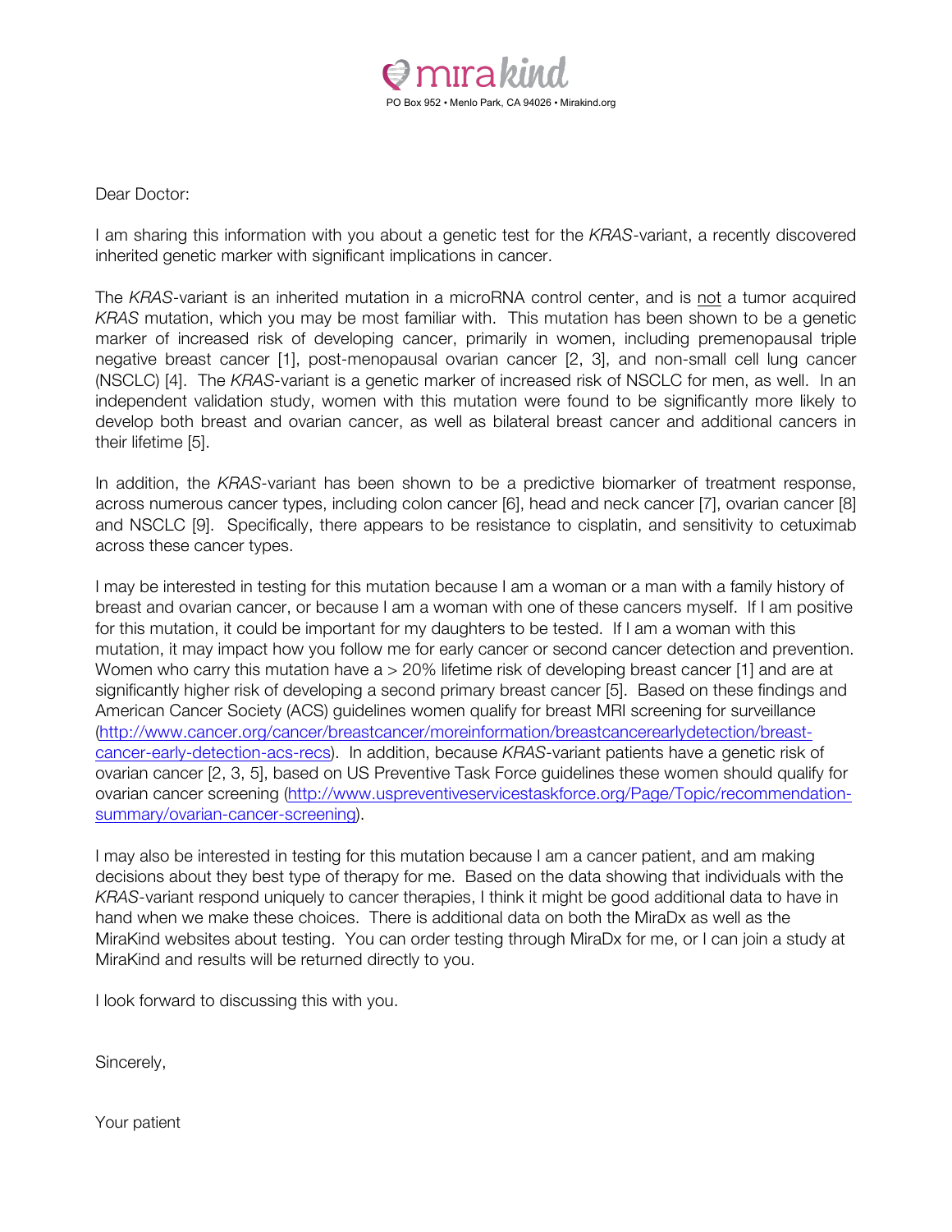mirakind

PO Box 952 • Menlo Park, CA 94026 • Mirakind.org

Dear Doctor:

I am sharing this information with you about a genetic test for the *KRAS*-variant, a recently discovered inherited genetic marker with significant implications in cancer.

The *KRAS*-variant is an inherited mutation in a microRNA control center, and is not a tumor acquired *KRAS* mutation, which you may be most familiar with. This mutation has been shown to be a genetic marker of increased risk of developing cancer, primarily in women, including premenopausal triple negative breast cancer [1], post-menopausal ovarian cancer [2, 3], and non-small cell lung cancer (NSCLC) [4]. The *KRAS*-variant is a genetic marker of increased risk of NSCLC for men, as well. In an independent validation study, women with this mutation were found to be significantly more likely to develop both breast and ovarian cancer, as well as bilateral breast cancer and additional cancers in their lifetime [5].

In addition, the *KRAS*-variant has been shown to be a predictive biomarker of treatment response, across numerous cancer types, including colon cancer [6], head and neck cancer [7], ovarian cancer [8] and NSCLC [9]. Specifically, there appears to be resistance to cisplatin, and sensitivity to cetuximab across these cancer types.

I may be interested in testing for this mutation because I am a woman or a man with a family history of breast and ovarian cancer, or because I am a woman with one of these cancers myself. If I am positive for this mutation, it could be important for my daughters to be tested. If I am a woman with this mutation, it may impact how you follow me for early cancer or second cancer detection and prevention. Women who carry this mutation have a > 20% lifetime risk of developing breast cancer [1] and are at significantly higher risk of developing a second primary breast cancer [5]. Based on these findings and American Cancer Society (ACS) guidelines women qualify for breast MRI screening for surveillance (http://www.cancer.org/cancer/breastcancer/moreinformation/breastcancerearlydetection/breast-cancer-early-detection-acs-recs). In addition, because *KRAS*-variant patients have a genetic risk of ovarian cancer [2, 3, 5], based on US Preventive Task Force guidelines these women should qualify for ovarian cancer screening (http://www.uspreventiveservicestaskforce.org/Page/Topic/recommendation-summary/ovarian-cancer-screening).

I may also be interested in testing for this mutation because I am a cancer patient, and am making decisions about they best type of therapy for me. Based on the data showing that individuals with the *KRAS*-variant respond uniquely to cancer therapies, I think it might be good additional data to have in hand when we make these choices. There is additional data on both the MiraDx as well as the MiraKind websites about testing. You can order testing through MiraDx for me, or I can join a study at MiraKind and results will be returned directly to you.

I look forward to discussing this with you.

Sincerely,

Your patient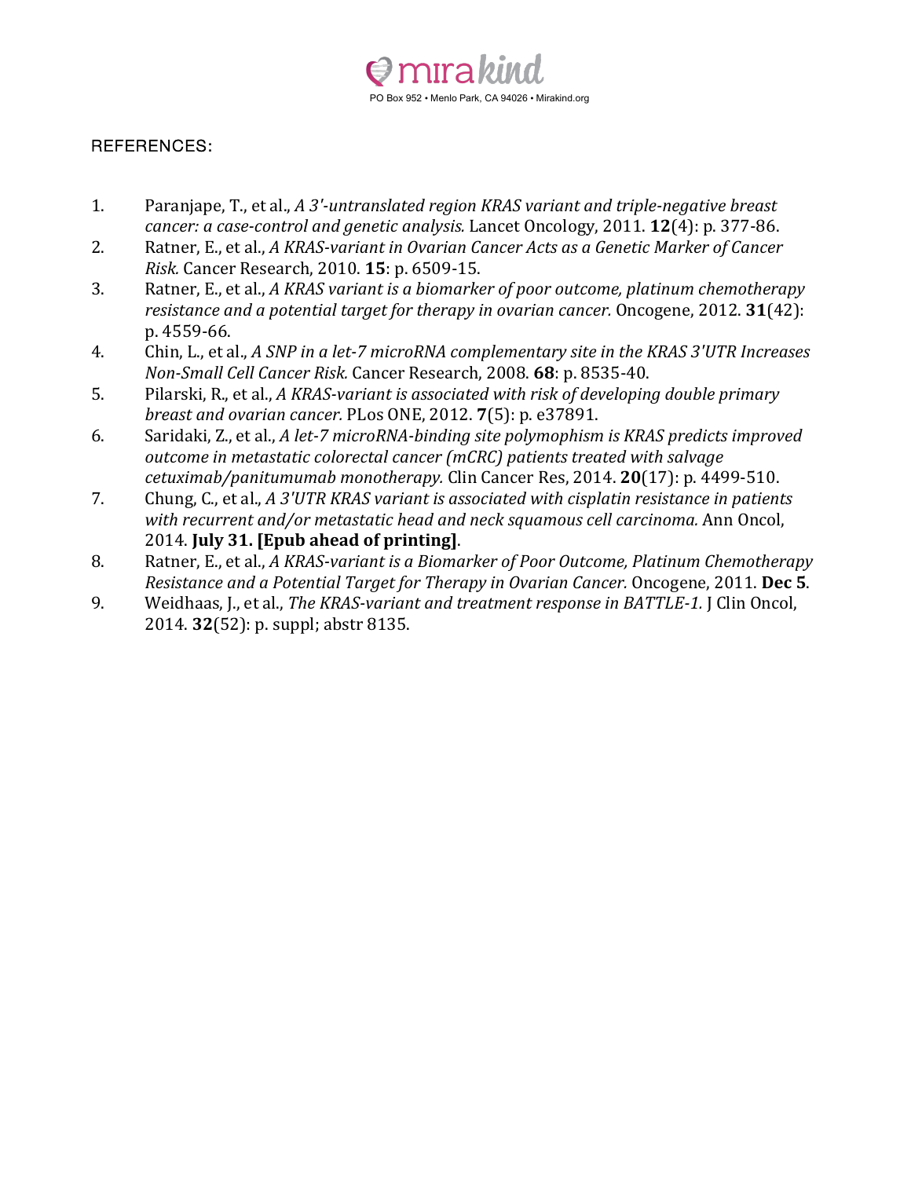REFERENCES:

1. Paranjape, T., et al., *A 3'-untranslated region KRAS variant and triple-negative breast cancer: a case-control and genetic analysis.* Lancet Oncology, 2011. **12**(4): p. 377-86.
2. Ratner, E., et al., *A KRAS-variant in Ovarian Cancer Acts as a Genetic Marker of Cancer Risk.* Cancer Research, 2010. **15**: p. 6509-15.
3. Ratner, E., et al., *A KRAS variant is a biomarker of poor outcome, platinum chemotherapy resistance and a potential target for therapy in ovarian cancer.* Oncogene, 2012. **31**(42): p. 4559-66.
4. Chin, L., et al., *A SNP in a let-7 microRNA complementary site in the KRAS 3'UTR Increases Non-Small Cell Cancer Risk.* Cancer Research, 2008. **68**: p. 8535-40.
5. Pilarski, R., et al., *A KRAS-variant is associated with risk of developing double primary breast and ovarian cancer.* PLos ONE, 2012. **7**(5): p. e37891.
6. Saridaki, Z., et al., *A let-7 microRNA-binding site polymophism is KRAS predicts improved outcome in metastatic colorectal cancer (mCRC) patients treated with salvage cetuximab/panitumumab monotherapy.* Clin Cancer Res, 2014. **20**(17): p. 4499-510.
7. Chung, C., et al., *A 3'UTR KRAS variant is associated with cisplatin resistance in patients with recurrent and/or metastatic head and neck squamous cell carcinoma.* Ann Oncol, 2014. **July 31. [Epub ahead of printing]**.
8. Ratner, E., et al., *A KRAS-variant is a Biomarker of Poor Outcome, Platinum Chemotherapy Resistance and a Potential Target for Therapy in Ovarian Cancer.* Oncogene, 2011. **Dec 5**.
9. Weidhaas, J., et al., *The KRAS-variant and treatment response in BATTLE-1.* J Clin Oncol, 2014. **32**(52): p. suppl; abstr 8135.